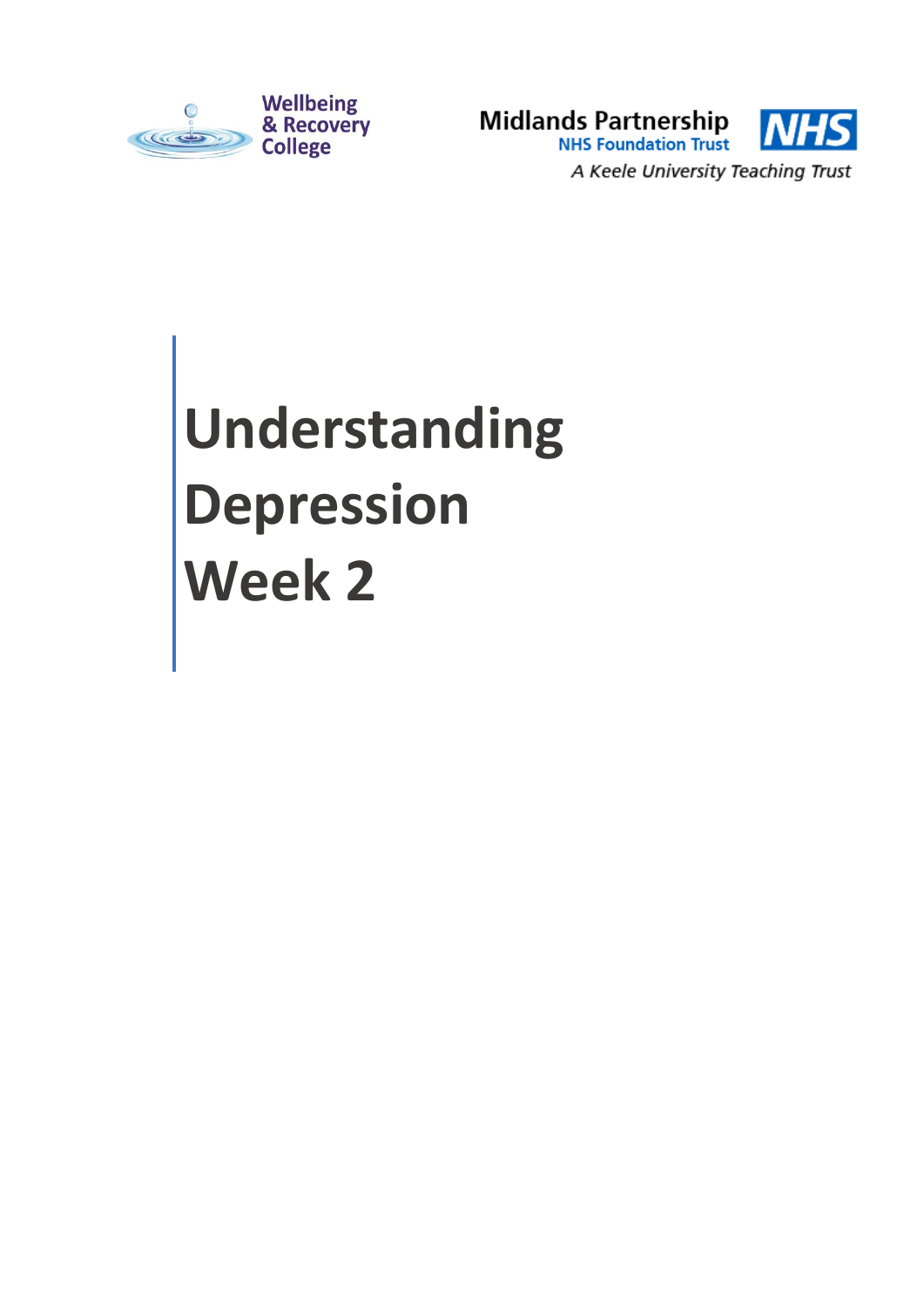Wellbeing & Recovery College

Midlands Partnership NHS Foundation Trust

NHS

*A Keele University Teaching Trust*

# Understanding Depression Week 2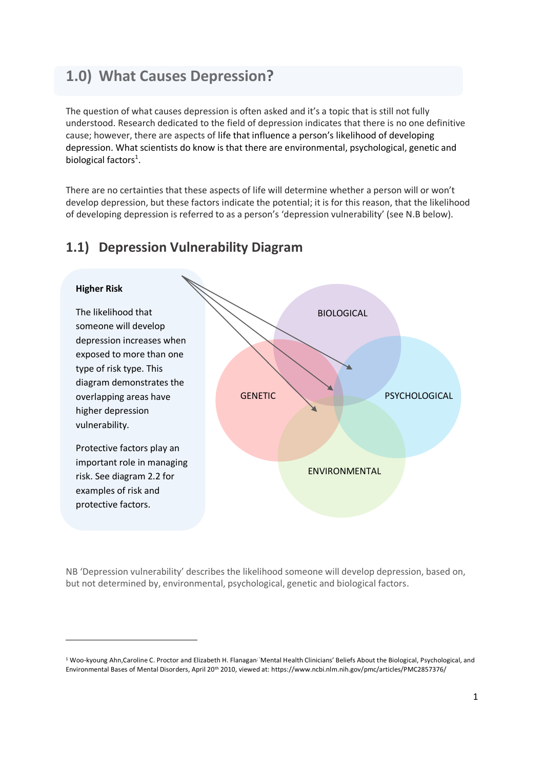## 1.0) What Causes Depression?

The question of what causes depression is often asked and it's a topic that is still not fully understood. Research dedicated to the field of depression indicates that there is no one definitive cause; however, there are aspects of life that influence a person's likelihood of developing depression. What scientists do know is that there are environmental, psychological, genetic and biological factors[1].

There are no certainties that these aspects of life will determine whether a person will or won't develop depression, but these factors indicate the potential; it is for this reason, that the likelihood of developing depression is referred to as a person's 'depression vulnerability' (see N.B below).

## 1.1) Depression Vulnerability Diagram

**Higher Risk**

The likelihood that someone will develop depression increases when exposed to more than one type of risk type. This diagram demonstrates the overlapping areas have higher depression vulnerability.

Protective factors play an important role in managing risk. See diagram 2.2 for examples of risk and protective factors.

BIOLOGICAL

GENETIC

PSYCHOLOGICAL

ENVIRONMENTAL

NB 'Depression vulnerability' describes the likelihood someone will develop depression, based on, but not determined by, environmental, psychological, genetic and biological factors.

---

[1] Woo-kyoung Ahn, Caroline C. Proctor and Elizabeth H. Flanagan: 'Mental Health Clinicians' Beliefs About the Biological, Psychological, and Environmental Bases of Mental Disorders, April 20th 2010, viewed at: https://www.ncbi.nlm.nih.gov/pmc/articles/PMC2857376/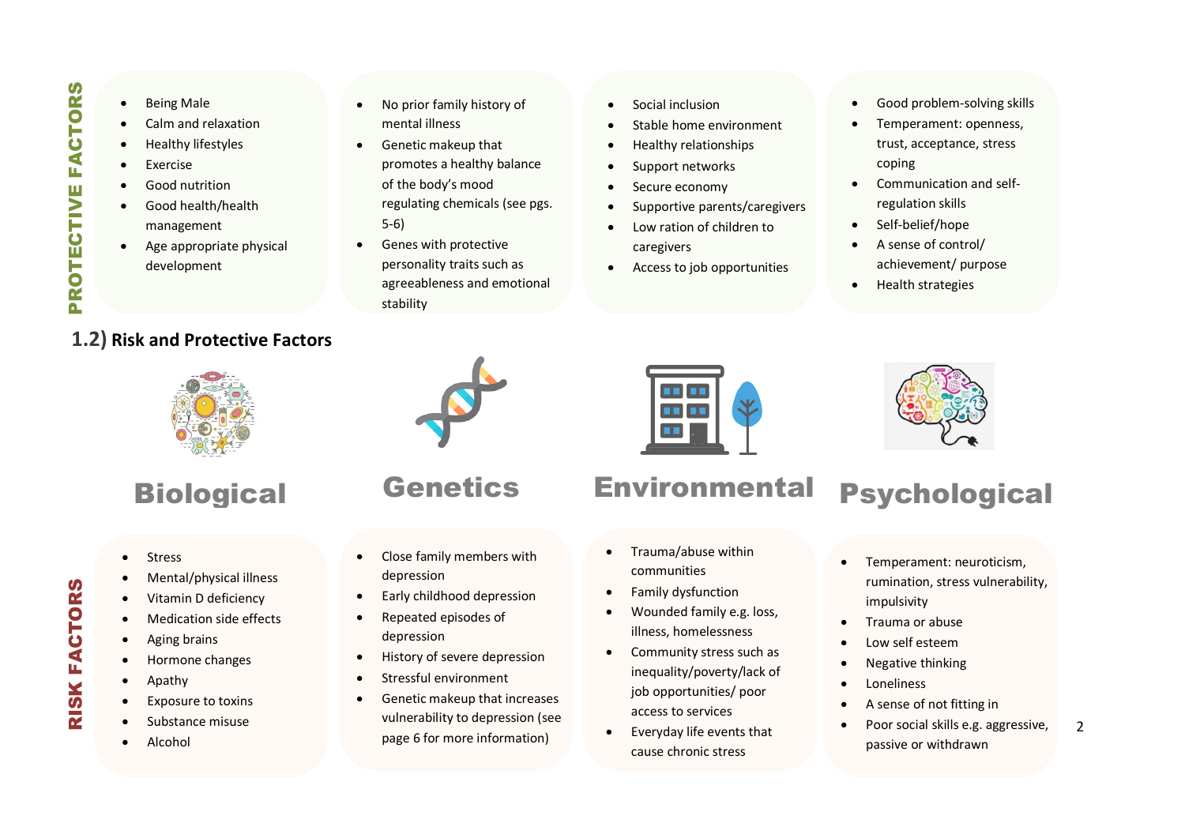## 1.2) Risk and Protective Factors

### PROTECTIVE FACTORS

**Biological**

- Being Male
- Calm and relaxation
- Healthy lifestyles
- Exercise
- Good nutrition
- Good health/health management
- Age appropriate physical development

**Genetics**

- No prior family history of mental illness
- Genetic makeup that promotes a healthy balance of the body's mood regulating chemicals (see pgs. 5-6)
- Genes with protective personality traits such as agreeableness and emotional stability

**Environmental**

- Social inclusion
- Stable home environment
- Healthy relationships
- Support networks
- Secure economy
- Supportive parents/caregivers
- Low ration of children to caregivers
- Access to job opportunities

**Psychological**

- Good problem-solving skills
- Temperament: openness, trust, acceptance, stress coping
- Communication and self-regulation skills
- Self-belief/hope
- A sense of control/ achievement/ purpose
- Health strategies

### RISK FACTORS

**Biological**

- Stress
- Mental/physical illness
- Vitamin D deficiency
- Medication side effects
- Aging brains
- Hormone changes
- Apathy
- Exposure to toxins
- Substance misuse
- Alcohol

**Genetics**

- Close family members with depression
- Early childhood depression
- Repeated episodes of depression
- History of severe depression
- Stressful environment
- Genetic makeup that increases vulnerability to depression (see page 6 for more information)

**Environmental**

- Trauma/abuse within communities
- Family dysfunction
- Wounded family e.g. loss, illness, homelessness
- Community stress such as inequality/poverty/lack of job opportunities/ poor access to services
- Everyday life events that cause chronic stress

**Psychological**

- Temperament: neuroticism, rumination, stress vulnerability, impulsivity
- Trauma or abuse
- Low self esteem
- Negative thinking
- Loneliness
- A sense of not fitting in
- Poor social skills e.g. aggressive, passive or withdrawn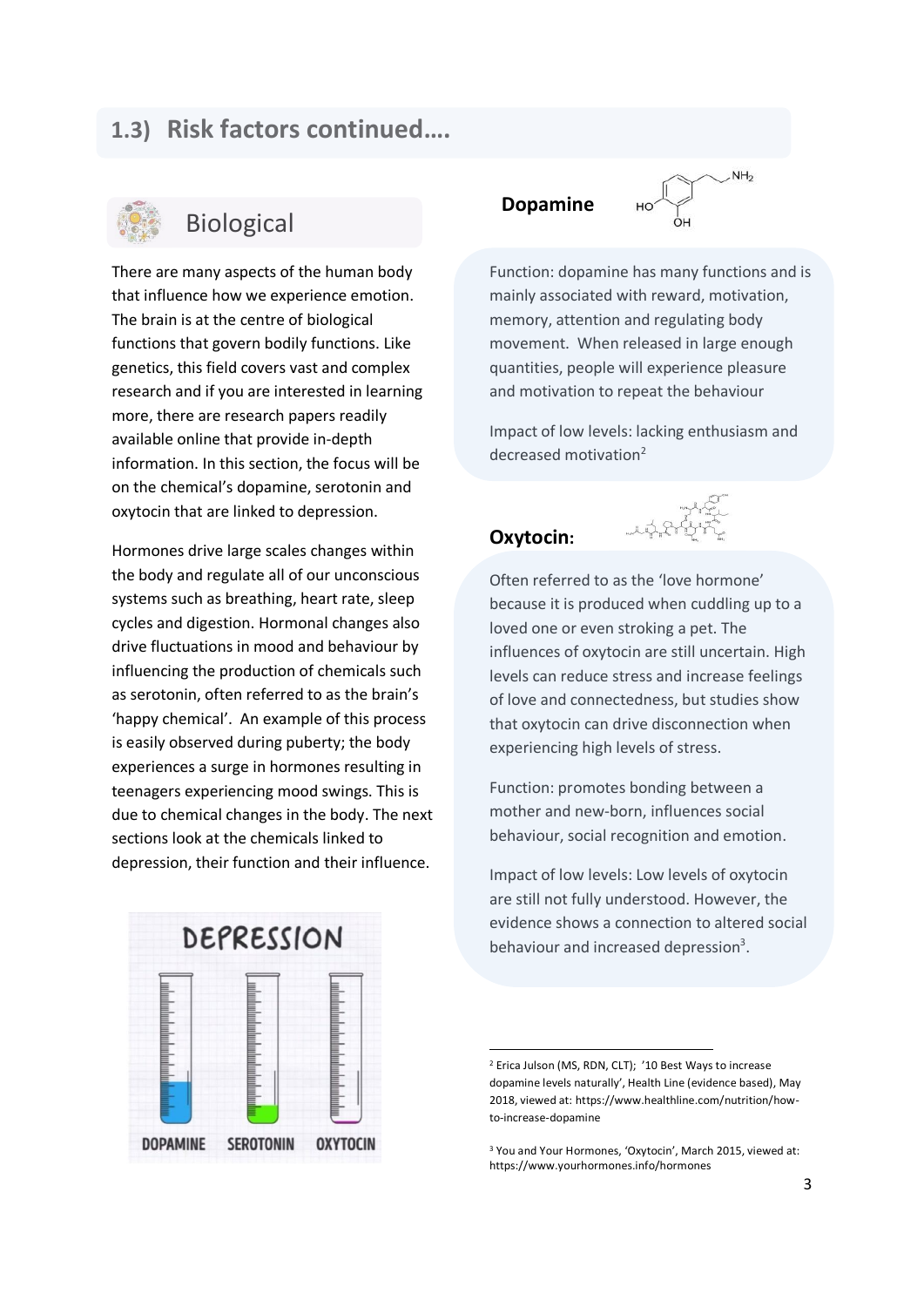## 1.3) Risk factors continued….

### Biological

There are many aspects of the human body that influence how we experience emotion. The brain is at the centre of biological functions that govern bodily functions. Like genetics, this field covers vast and complex research and if you are interested in learning more, there are research papers readily available online that provide in-depth information. In this section, the focus will be on the chemical's dopamine, serotonin and oxytocin that are linked to depression.

Hormones drive large scales changes within the body and regulate all of our unconscious systems such as breathing, heart rate, sleep cycles and digestion. Hormonal changes also drive fluctuations in mood and behaviour by influencing the production of chemicals such as serotonin, often referred to as the brain's 'happy chemical'. An example of this process is easily observed during puberty; the body experiences a surge in hormones resulting in teenagers experiencing mood swings. This is due to chemical changes in the body. The next sections look at the chemicals linked to depression, their function and their influence.

**Dopamine**

Function: dopamine has many functions and is mainly associated with reward, motivation, memory, attention and regulating body movement. When released in large enough quantities, people will experience pleasure and motivation to repeat the behaviour

Impact of low levels: lacking enthusiasm and decreased motivation[2]

**Oxytocin:**

Often referred to as the 'love hormone' because it is produced when cuddling up to a loved one or even stroking a pet. The influences of oxytocin are still uncertain. High levels can reduce stress and increase feelings of love and connectedness, but studies show that oxytocin can drive disconnection when experiencing high levels of stress.

Function: promotes bonding between a mother and new-born, influences social behaviour, social recognition and emotion.

Impact of low levels: Low levels of oxytocin are still not fully understood. However, the evidence shows a connection to altered social behaviour and increased depression[3].

---

[2] Erica Julson (MS, RDN, CLT); '10 Best Ways to increase dopamine levels naturally', Health Line (evidence based), May 2018, viewed at: https://www.healthline.com/nutrition/how-to-increase-dopamine

[3] You and Your Hormones, 'Oxytocin', March 2015, viewed at: https://www.yourhormones.info/hormones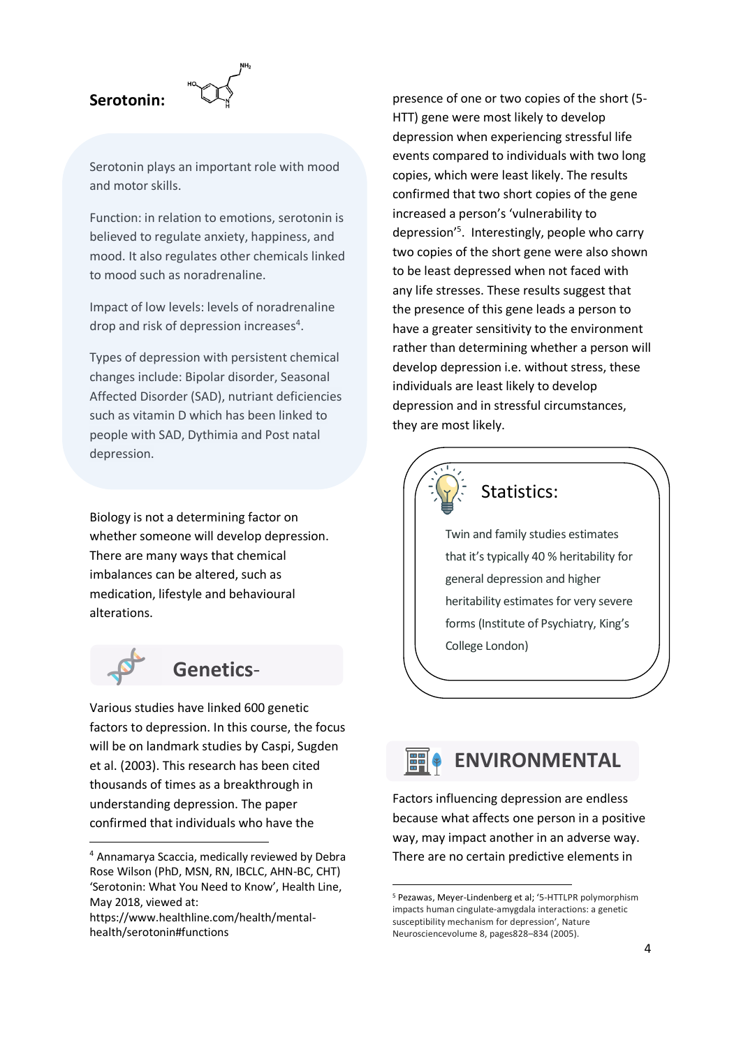## Serotonin:

Serotonin plays an important role with mood and motor skills.

Function: in relation to emotions, serotonin is believed to regulate anxiety, happiness, and mood. It also regulates other chemicals linked to mood such as noradrenaline.

Impact of low levels: levels of noradrenaline drop and risk of depression increases[4].

Types of depression with persistent chemical changes include: Bipolar disorder, Seasonal Affected Disorder (SAD), nutriant deficiencies such as vitamin D which has been linked to people with SAD, Dythimia and Post natal depression.

Biology is not a determining factor on whether someone will develop depression. There are many ways that chemical imbalances can be altered, such as medication, lifestyle and behavioural alterations.

## Genetics-

Various studies have linked 600 genetic factors to depression. In this course, the focus will be on landmark studies by Caspi, Sugden et al. (2003). This research has been cited thousands of times as a breakthrough in understanding depression. The paper confirmed that individuals who have the presence of one or two copies of the short (5-HTT) gene were most likely to develop depression when experiencing stressful life events compared to individuals with two long copies, which were least likely. The results confirmed that two short copies of the gene increased a person's 'vulnerability to depression'[5]. Interestingly, people who carry two copies of the short gene were also shown to be least depressed when not faced with any life stresses. These results suggest that the presence of this gene leads a person to have a greater sensitivity to the environment rather than determining whether a person will develop depression i.e. without stress, these individuals are least likely to develop depression and in stressful circumstances, they are most likely.

### Statistics:

Twin and family studies estimates that it's typically 40 % heritability for general depression and higher heritability estimates for very severe forms (Institute of Psychiatry, King's College London)

## ENVIRONMENTAL

Factors influencing depression are endless because what affects one person in a positive way, may impact another in an adverse way. There are no certain predictive elements in

---

[4] Annamarya Scaccia, medically reviewed by Debra Rose Wilson (PhD, MSN, RN, IBCLC, AHN-BC, CHT) 'Serotonin: What You Need to Know', Health Line, May 2018, viewed at: https://www.healthline.com/health/mental-health/serotonin#functions

[5] Pezawas, Meyer-Lindenberg et al; '5-HTTLPR polymorphism impacts human cingulate-amygdala interactions: a genetic susceptibility mechanism for depression', Nature Neurosciencevolume 8, pages828–834 (2005).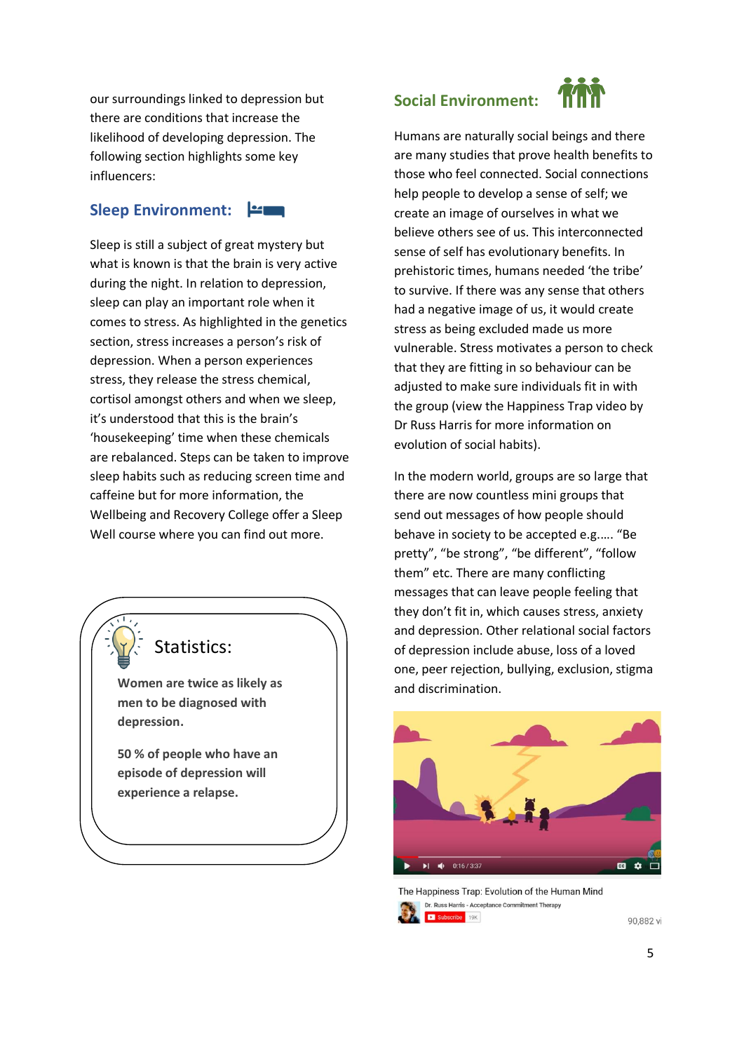our surroundings linked to depression but there are conditions that increase the likelihood of developing depression. The following section highlights some key influencers:

## Sleep Environment:

Sleep is still a subject of great mystery but what is known is that the brain is very active during the night. In relation to depression, sleep can play an important role when it comes to stress. As highlighted in the genetics section, stress increases a person's risk of depression. When a person experiences stress, they release the stress chemical, cortisol amongst others and when we sleep, it's understood that this is the brain's 'housekeeping' time when these chemicals are rebalanced. Steps can be taken to improve sleep habits such as reducing screen time and caffeine but for more information, the Wellbeing and Recovery College offer a Sleep Well course where you can find out more.

> **Statistics:**
>
> **Women are twice as likely as men to be diagnosed with depression.**
>
> **50 % of people who have an episode of depression will experience a relapse.**

## Social Environment:

Humans are naturally social beings and there are many studies that prove health benefits to those who feel connected. Social connections help people to develop a sense of self; we create an image of ourselves in what we believe others see of us. This interconnected sense of self has evolutionary benefits. In prehistoric times, humans needed 'the tribe' to survive. If there was any sense that others had a negative image of us, it would create stress as being excluded made us more vulnerable. Stress motivates a person to check that they are fitting in so behaviour can be adjusted to make sure individuals fit in with the group (view the Happiness Trap video by Dr Russ Harris for more information on evolution of social habits).

In the modern world, groups are so large that there are now countless mini groups that send out messages of how people should behave in society to be accepted e.g..... "Be pretty", "be strong", "be different", "follow them" etc. There are many conflicting messages that can leave people feeling that they don't fit in, which causes stress, anxiety and depression. Other relational social factors of depression include abuse, loss of a loved one, peer rejection, bullying, exclusion, stigma and discrimination.

The Happiness Trap: Evolution of the Human Mind

Dr. Russ Harris - Acceptance Commitment Therapy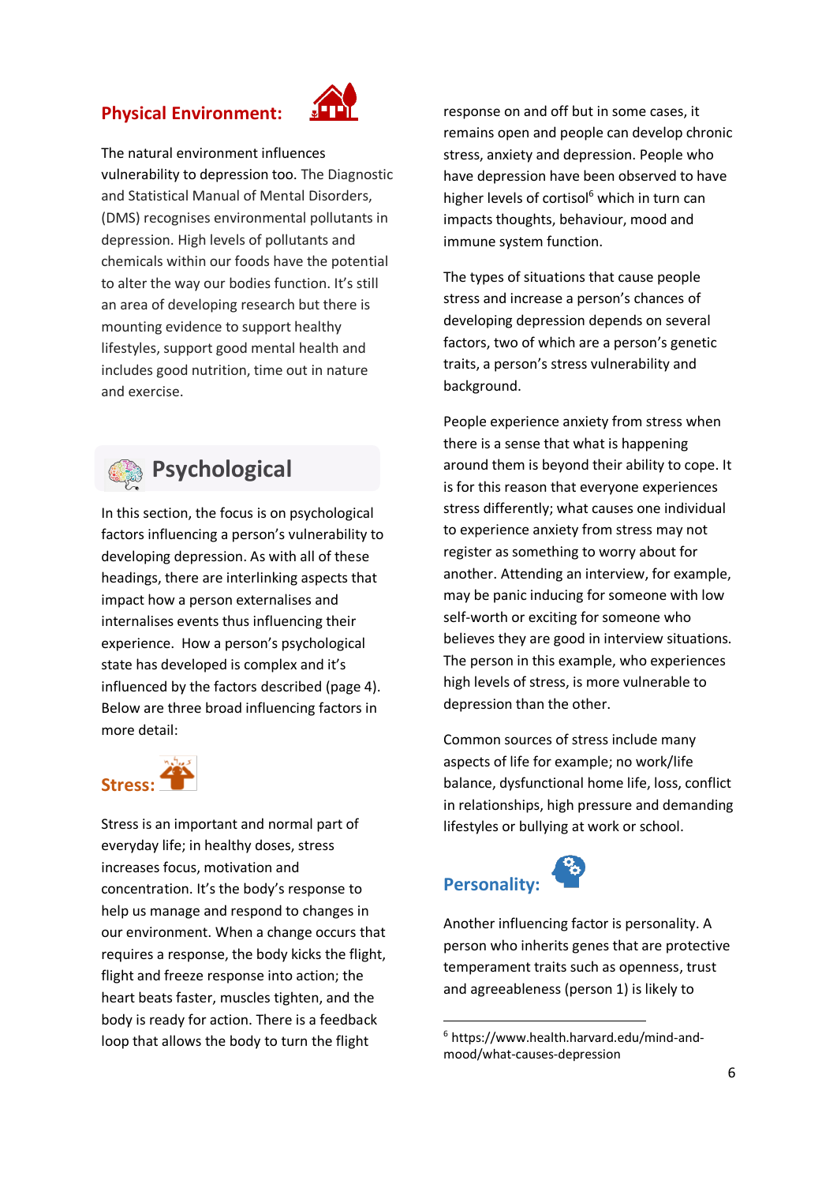## Physical Environment:

The natural environment influences vulnerability to depression too. The Diagnostic and Statistical Manual of Mental Disorders, (DMS) recognises environmental pollutants in depression. High levels of pollutants and chemicals within our foods have the potential to alter the way our bodies function. It's still an area of developing research but there is mounting evidence to support healthy lifestyles, support good mental health and includes good nutrition, time out in nature and exercise.

# Psychological

In this section, the focus is on psychological factors influencing a person's vulnerability to developing depression. As with all of these headings, there are interlinking aspects that impact how a person externalises and internalises events thus influencing their experience. How a person's psychological state has developed is complex and it's influenced by the factors described (page 4). Below are three broad influencing factors in more detail:

## Stress:

Stress is an important and normal part of everyday life; in healthy doses, stress increases focus, motivation and concentration. It's the body's response to help us manage and respond to changes in our environment. When a change occurs that requires a response, the body kicks the flight, flight and freeze response into action; the heart beats faster, muscles tighten, and the body is ready for action. There is a feedback loop that allows the body to turn the flight response on and off but in some cases, it remains open and people can develop chronic stress, anxiety and depression. People who have depression have been observed to have higher levels of cortisol[6] which in turn can impacts thoughts, behaviour, mood and immune system function.

The types of situations that cause people stress and increase a person's chances of developing depression depends on several factors, two of which are a person's genetic traits, a person's stress vulnerability and background.

People experience anxiety from stress when there is a sense that what is happening around them is beyond their ability to cope. It is for this reason that everyone experiences stress differently; what causes one individual to experience anxiety from stress may not register as something to worry about for another. Attending an interview, for example, may be panic inducing for someone with low self-worth or exciting for someone who believes they are good in interview situations. The person in this example, who experiences high levels of stress, is more vulnerable to depression than the other.

Common sources of stress include many aspects of life for example; no work/life balance, dysfunctional home life, loss, conflict in relationships, high pressure and demanding lifestyles or bullying at work or school.

## Personality:

Another influencing factor is personality. A person who inherits genes that are protective temperament traits such as openness, trust and agreeableness (person 1) is likely to

---

[6] https://www.health.harvard.edu/mind-and-mood/what-causes-depression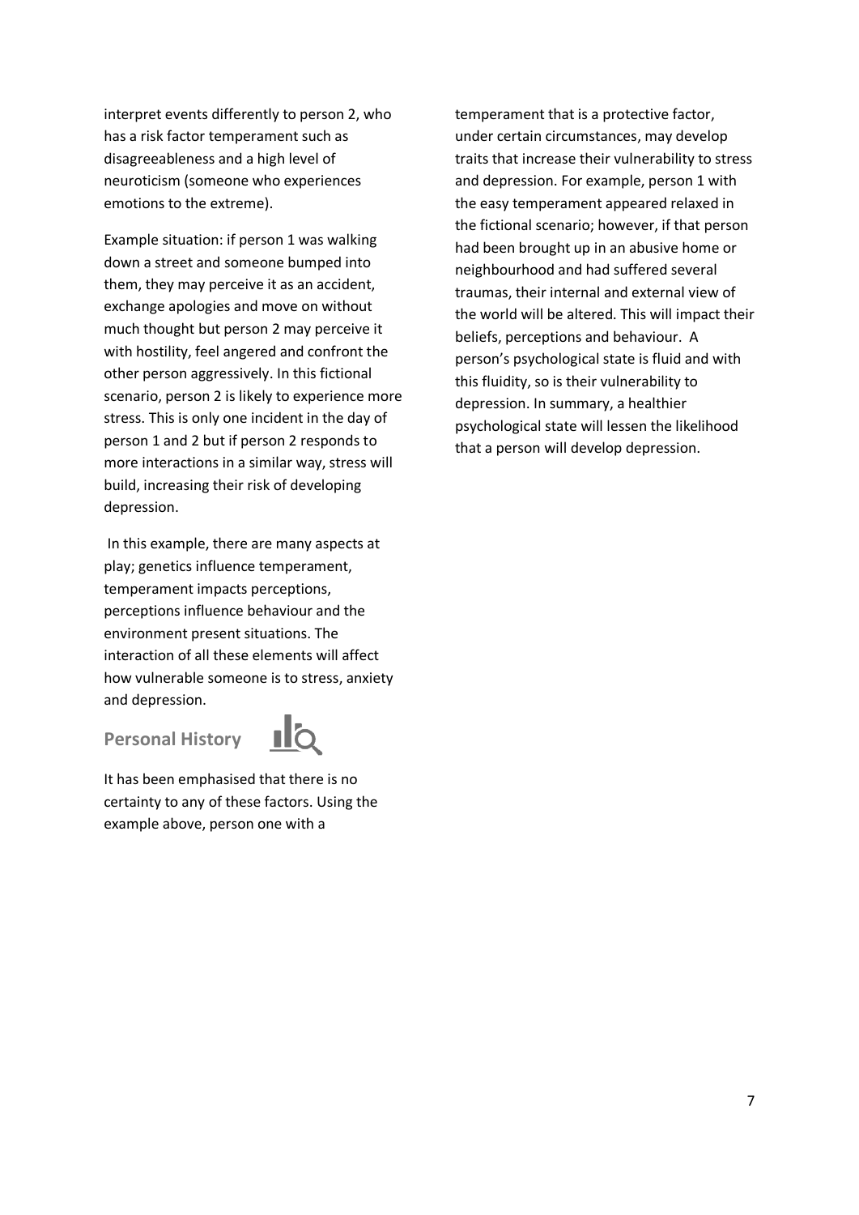interpret events differently to person 2, who has a risk factor temperament such as disagreeableness and a high level of neuroticism (someone who experiences emotions to the extreme).

Example situation: if person 1 was walking down a street and someone bumped into them, they may perceive it as an accident, exchange apologies and move on without much thought but person 2 may perceive it with hostility, feel angered and confront the other person aggressively. In this fictional scenario, person 2 is likely to experience more stress. This is only one incident in the day of person 1 and 2 but if person 2 responds to more interactions in a similar way, stress will build, increasing their risk of developing depression.

In this example, there are many aspects at play; genetics influence temperament, temperament impacts perceptions, perceptions influence behaviour and the environment present situations. The interaction of all these elements will affect how vulnerable someone is to stress, anxiety and depression.

## Personal History

It has been emphasised that there is no certainty to any of these factors. Using the example above, person one with a temperament that is a protective factor, under certain circumstances, may develop traits that increase their vulnerability to stress and depression. For example, person 1 with the easy temperament appeared relaxed in the fictional scenario; however, if that person had been brought up in an abusive home or neighbourhood and had suffered several traumas, their internal and external view of the world will be altered. This will impact their beliefs, perceptions and behaviour. A person's psychological state is fluid and with this fluidity, so is their vulnerability to depression. In summary, a healthier psychological state will lessen the likelihood that a person will develop depression.